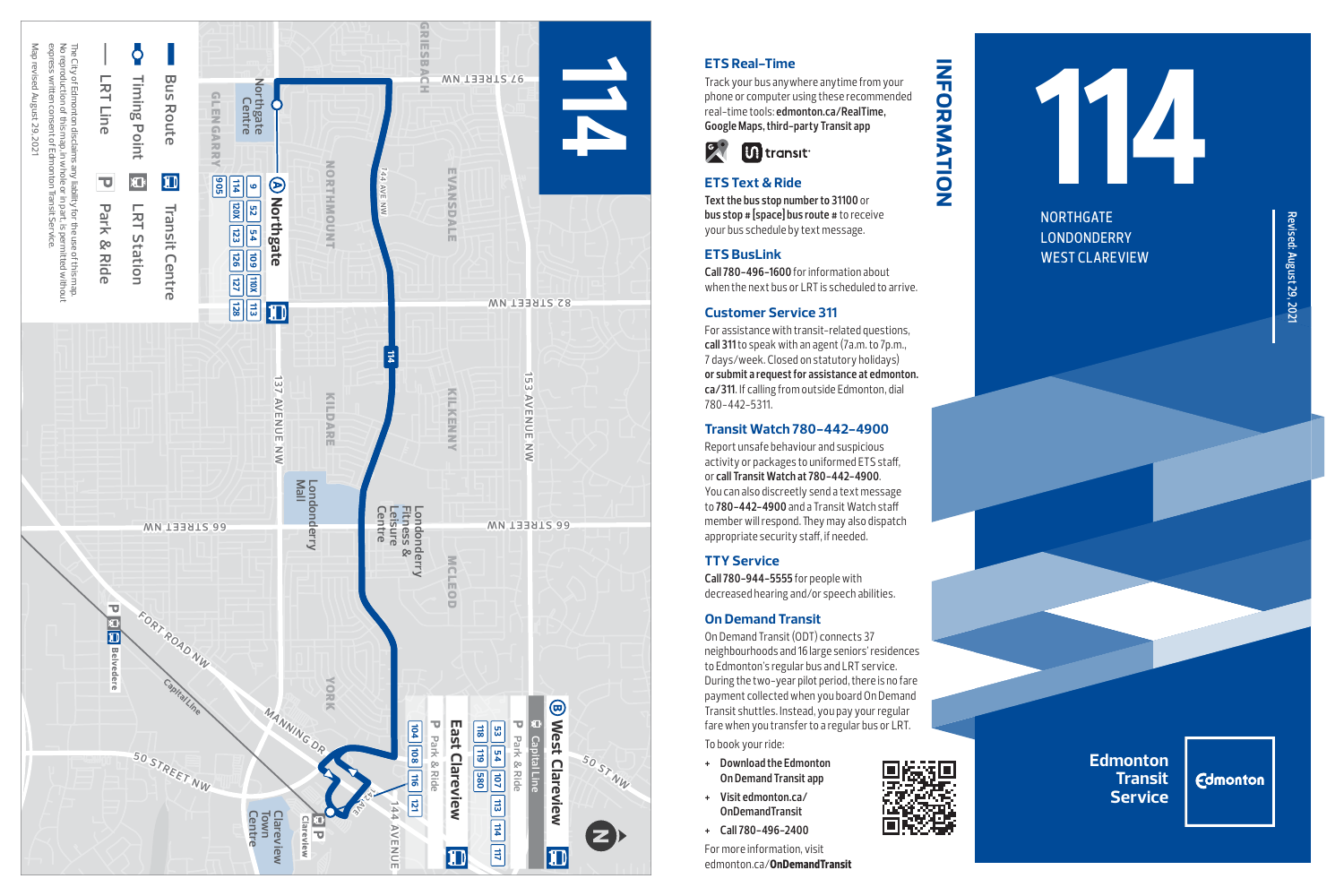# 114

NORTHGATE
LONDONDERRY
WEST CLAREVIEW

Revised: August 29, 2021

Edmonton Transit Service

Edmonton

# INFORMATION

## ETS Real-Time

Track your bus anywhere anytime from your phone or computer using these recommended real-time tools: **edmonton.ca/RealTime, Google Maps, third-party Transit app**

transit

## ETS Text & Ride

**Text the bus stop number to 31100** or **bus stop # [space] bus route #** to receive your bus schedule by text message.

## ETS BusLink

**Call 780-496-1600** for information about when the next bus or LRT is scheduled to arrive.

## Customer Service 311

For assistance with transit-related questions, **call 311** to speak with an agent (7a.m. to 7p.m., 7 days/week. Closed on statutory holidays) **or submit a request for assistance at edmonton.ca/311**. If calling from outside Edmonton, dial 780-442-5311.

## Transit Watch 780-442-4900

Report unsafe behaviour and suspicious activity or packages to uniformed ETS staff, or **call Transit Watch at 780-442-4900**. You can also discreetly send a text message to **780-442-4900** and a Transit Watch staff member will respond. They may also dispatch appropriate security staff, if needed.

## TTY Service

**Call 780-944-5555** for people with decreased hearing and/or speech abilities.

## On Demand Transit

On Demand Transit (ODT) connects 37 neighbourhoods and 16 large seniors' residences to Edmonton's regular bus and LRT service. During the two-year pilot period, there is no fare payment collected when you board On Demand Transit shuttles. Instead, you pay your regular fare when you transfer to a regular bus or LRT.

To book your ride:

- **Download the Edmonton On Demand Transit app**
- **Visit edmonton.ca/OnDemandTransit**
- **Call 780-496-2400**

For more information, visit edmonton.ca/**OnDemandTransit**

# 114

**Ⓐ Northgate** — Transit Centre
9, 52, 54, 109, 113, 114, 118X, 120X, 123, 126, 127, 128, 905

**Ⓑ West Clareview** — Capital Line, Park & Ride
53, 54, 107, 113, 114, 117, 118, 119, 580

**East Clareview** — Park & Ride, Transit Centre
104, 108, 116, 121

Map labels: 97 Street NW, 82 Street NW, 66 Street NW, 50 Street NW, 50 St NW, 137 Avenue NW, 144 Ave NW, 153 Avenue NW, 144 Avenue, Fort Road NW, Manning Dr, Capital Line, Griesbach, Glengarry, Northmount, Evansdale, Kildare, Kilkenny, McLeod, York, Northgate Centre, Londonderry Mall, Londonderry Fitness & Leisure Centre, Clareview Town Centre, Clareview, Belvedere

Legend: Bus Route, Timing Point, LRT Line, Transit Centre, LRT Station, Park & Ride

The City of Edmonton disclaims any liability for the use of this map. No reproduction of this map in whole or in part is permitted without express written consent of Edmonton Transit Service.

Map revised August 29, 2021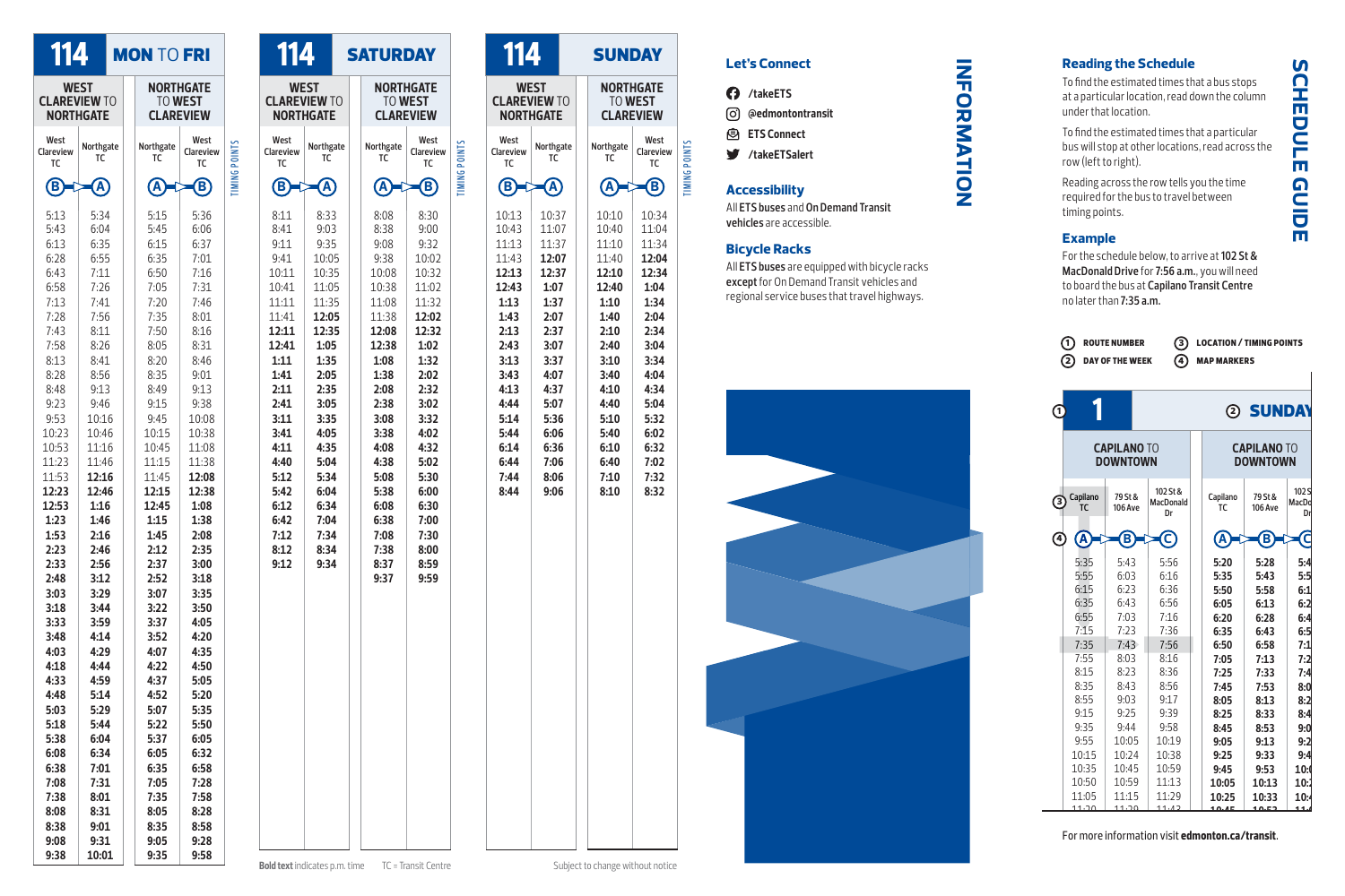## 114 MON TO FRI

| WEST CLAREVIEW TO NORTHGATE | | NORTHGATE TO WEST CLAREVIEW | |
|---|---|---|---|
| West Clareview TC (B) | Northgate TC (A) | Northgate TC (A) | West Clareview TC (B) |
| 5:13 | 5:34 | 5:15 | 5:36 |
| 5:43 | 6:04 | 5:45 | 6:06 |
| 6:13 | 6:35 | 6:15 | 6:37 |
| 6:28 | 6:55 | 6:35 | 7:01 |
| 6:43 | 7:11 | 6:50 | 7:16 |
| 6:58 | 7:26 | 7:05 | 7:31 |
| 7:13 | 7:41 | 7:20 | 7:46 |
| 7:28 | 7:56 | 7:35 | 8:01 |
| 7:43 | 8:11 | 7:50 | 8:16 |
| 7:58 | 8:26 | 8:05 | 8:31 |
| 8:13 | 8:41 | 8:20 | 8:46 |
| 8:28 | 8:56 | 8:35 | 9:01 |
| 8:48 | 9:13 | 8:49 | 9:13 |
| 9:23 | 9:46 | 9:15 | 9:38 |
| 9:53 | 10:16 | 9:45 | 10:08 |
| 10:23 | 10:46 | 10:15 | 10:38 |
| 10:53 | 11:16 | 10:45 | 11:08 |
| 11:23 | 11:46 | 11:15 | 11:38 |
| 11:53 | **12:16** | 11:45 | **12:08** |
| **12:23** | **12:46** | **12:15** | **12:38** |
| **12:53** | **1:16** | **12:45** | **1:08** |
| **1:23** | **1:46** | **1:15** | **1:38** |
| **1:53** | **2:16** | **1:45** | **2:08** |
| **2:23** | **2:46** | **2:12** | **2:35** |
| **2:33** | **2:56** | **2:37** | **3:00** |
| **2:48** | **3:12** | **2:52** | **3:18** |
| **3:03** | **3:29** | **3:07** | **3:35** |
| **3:18** | **3:44** | **3:22** | **3:50** |
| **3:33** | **3:59** | **3:37** | **4:05** |
| **3:48** | **4:14** | **3:52** | **4:20** |
| **4:03** | **4:29** | **4:07** | **4:35** |
| **4:18** | **4:44** | **4:22** | **4:50** |
| **4:33** | **4:59** | **4:37** | **5:05** |
| **4:48** | **5:14** | **4:52** | **5:20** |
| **5:03** | **5:29** | **5:07** | **5:35** |
| **5:18** | **5:44** | **5:22** | **5:50** |
| **5:38** | **6:04** | **5:37** | **6:05** |
| **6:08** | **6:34** | **6:05** | **6:32** |
| **6:38** | **7:01** | **6:35** | **6:58** |
| **7:08** | **7:31** | **7:05** | **7:28** |
| **7:38** | **8:01** | **7:35** | **7:58** |
| **8:08** | **8:31** | **8:05** | **8:28** |
| **8:38** | **9:01** | **8:35** | **8:58** |
| **9:08** | **9:31** | **9:05** | **9:28** |
| **9:38** | **10:01** | **9:35** | **9:58** |

TIMING POINTS

## 114 SATURDAY

| WEST CLAREVIEW TO NORTHGATE | | NORTHGATE TO WEST CLAREVIEW | |
|---|---|---|---|
| West Clareview TC (B) | Northgate TC (A) | Northgate TC (A) | West Clareview TC (B) |
| 8:11 | 8:33 | 8:08 | 8:30 |
| 8:41 | 9:03 | 8:38 | 9:00 |
| 9:11 | 9:35 | 9:08 | 9:32 |
| 9:41 | 10:05 | 9:38 | 10:02 |
| 10:11 | 10:35 | 10:08 | 10:32 |
| 10:41 | 11:05 | 10:38 | 11:02 |
| 11:11 | 11:35 | 11:08 | 11:32 |
| 11:41 | **12:05** | 11:38 | **12:02** |
| **12:11** | **12:35** | **12:08** | **12:32** |
| **12:41** | **1:05** | **12:38** | **1:02** |
| **1:11** | **1:35** | **1:08** | **1:32** |
| **1:41** | **2:05** | **1:38** | **2:02** |
| **2:11** | **2:35** | **2:08** | **2:32** |
| **2:41** | **3:05** | **2:38** | **3:02** |
| **3:11** | **3:35** | **3:08** | **3:32** |
| **3:41** | **4:05** | **3:38** | **4:02** |
| **4:11** | **4:35** | **4:08** | **4:32** |
| **4:40** | **5:04** | **4:38** | **5:02** |
| **5:12** | **5:34** | **5:08** | **5:30** |
| **5:42** | **6:04** | **5:38** | **6:00** |
| **6:12** | **6:34** | **6:08** | **6:30** |
| **6:42** | **7:04** | **6:38** | **7:00** |
| **7:12** | **7:34** | **7:08** | **7:30** |
| **8:12** | **8:34** | **7:38** | **8:00** |
| **9:12** | **9:34** | **8:37** | **8:59** |
| | | **9:37** | **9:59** |

TIMING POINTS

## 114 SUNDAY

| WEST CLAREVIEW TO NORTHGATE | | NORTHGATE TO WEST CLAREVIEW | |
|---|---|---|---|
| West Clareview TC (B) | Northgate TC (A) | Northgate TC (A) | West Clareview TC (B) |
| 10:13 | 10:37 | 10:10 | 10:34 |
| 10:43 | 11:07 | 10:40 | 11:04 |
| 11:13 | 11:37 | 11:10 | 11:34 |
| 11:43 | **12:07** | 11:40 | **12:04** |
| **12:13** | **12:37** | **12:10** | **12:34** |
| **12:43** | **1:07** | **12:40** | **1:04** |
| **1:13** | **1:37** | **1:10** | **1:34** |
| **1:43** | **2:07** | **1:40** | **2:04** |
| **2:13** | **2:37** | **2:10** | **2:34** |
| **2:43** | **3:07** | **2:40** | **3:04** |
| **3:13** | **3:37** | **3:10** | **3:34** |
| **3:43** | **4:07** | **3:40** | **4:04** |
| **4:13** | **4:37** | **4:10** | **4:34** |
| **4:44** | **5:07** | **4:40** | **5:04** |
| **5:14** | **5:36** | **5:10** | **5:32** |
| **5:44** | **6:06** | **5:40** | **6:02** |
| **6:14** | **6:36** | **6:10** | **6:32** |
| **6:44** | **7:06** | **6:40** | **7:02** |
| **7:44** | **8:06** | **7:10** | **7:32** |
| **8:44** | **9:06** | **8:10** | **8:32** |

TIMING POINTS

**Bold text** indicates p.m. time    TC = Transit Centre

Subject to change without notice

# INFORMATION

### Let's Connect

- /takeETS
- @edmontontransit
- ETS Connect
- /takeETSalert

### Accessibility

All **ETS buses** and **On Demand Transit vehicles** are accessible.

### Bicycle Racks

All **ETS buses** are equipped with bicycle racks **except** for On Demand Transit vehicles and regional service buses that travel highways.

# SCHEDULE GUIDE

### Reading the Schedule

To find the estimated times that a bus stops at a particular location, read down the column under that location.

To find the estimated times that a particular bus will stop at other locations, read across the row (left to right).

Reading across the row tells you the time required for the bus to travel between timing points.

### Example

For the schedule below, to arrive at **102 St & MacDonald Drive** for **7:56 a.m.**, you will need to board the bus at **Capilano Transit Centre** no later than **7:35 a.m.**

1. ROUTE NUMBER
2. DAY OF THE WEEK
3. LOCATION / TIMING POINTS
4. MAP MARKERS

**1 — SUNDAY**

| CAPILANO TO DOWNTOWN | | | CAPILANO TO DOWNTOWN | | |
|---|---|---|---|---|---|
| Capilano TC (A) | 79 St & 106 Ave (B) | 102 St & MacDonald Dr (C) | Capilano TC (A) | 79 St & 106 Ave (B) | 102 St & MacDonald Dr (C) |
| 5:35 | 5:43 | 5:56 | **5:20** | **5:28** | **5:4** |
| 5:55 | 6:03 | 6:16 | **5:35** | **5:43** | **5:5** |
| 6:15 | 6:23 | 6:36 | **5:50** | **5:58** | **6:1** |
| 6:35 | 6:43 | 6:56 | **6:05** | **6:13** | **6:2** |
| 6:55 | 7:03 | 7:16 | **6:20** | **6:28** | **6:4** |
| 7:15 | 7:23 | 7:36 | **6:35** | **6:43** | **6:5** |
| 7:35 | 7:43 | 7:56 | **6:50** | **6:58** | **7:1** |
| 7:55 | 8:03 | 8:16 | **7:05** | **7:13** | **7:2** |
| 8:15 | 8:23 | 8:36 | **7:25** | **7:33** | **7:4** |
| 8:35 | 8:43 | 8:56 | **7:45** | **7:53** | **8:0** |
| 8:55 | 9:03 | 9:17 | **8:05** | **8:13** | **8:2** |
| 9:15 | 9:25 | 9:39 | **8:25** | **8:33** | **8:4** |
| 9:35 | 9:44 | 9:58 | **8:45** | **8:53** | **9:0** |
| 9:55 | 10:05 | 10:19 | **9:05** | **9:13** | **9:2** |
| 10:15 | 10:24 | 10:38 | **9:25** | **9:33** | **9:4** |
| 10:35 | 10:45 | 10:59 | **9:45** | **9:53** | **10:** |
| 10:50 | 10:59 | 11:13 | **10:05** | **10:13** | **10:** |
| 11:05 | 11:15 | 11:29 | **10:25** | **10:33** | **10:** |

For more information visit **edmonton.ca/transit**.